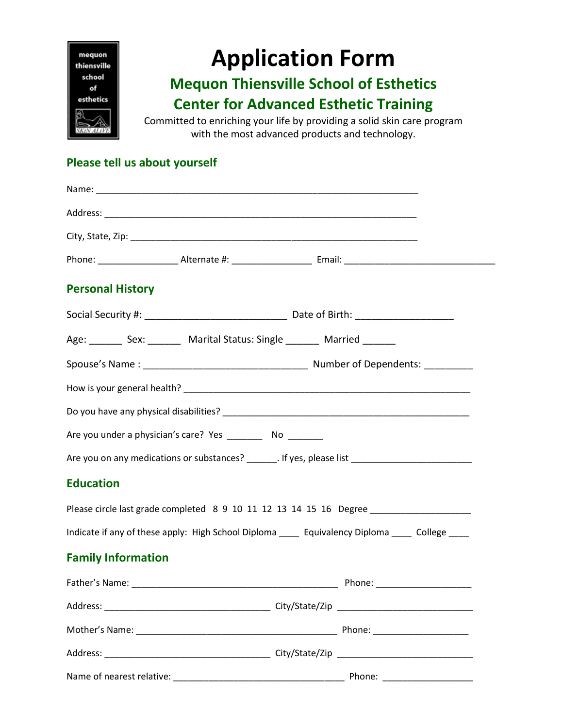# Application Form

## Mequon Thiensville School of Esthetics

## Center for Advanced Esthetic Training

Committed to enriching your life by providing a solid skin care program with the most advanced products and technology.

### Please tell us about yourself

Name: ___________________________________________________________________

Address: _________________________________________________________________

City, State, Zip: ____________________________________________________________

Phone: ________________ Alternate #: ________________ Email: ______________________________

### Personal History

Social Security #: __________________________ Date of Birth: __________________

Age: ______ Sex: ______ Marital Status: Single ______ Married ______

Spouse's Name : ______________________________ Number of Dependents: _________

How is your general health? __________________________________________________________

Do you have any physical disabilities? __________________________________________________

Are you under a physician's care? Yes _______ No _______

Are you on any medications or substances? ______. If yes, please list ________________________

### Education

Please circle last grade completed 8 9 10 11 12 13 14 15 16 Degree ___________________

Indicate if any of these apply: High School Diploma ____ Equivalency Diploma ____ College ____

### Family Information

Father's Name: __________________________________________ Phone: ___________________

Address: _________________________________ City/State/Zip ___________________________

Mother's Name: __________________________________________ Phone: ___________________

Address: _________________________________ City/State/Zip ___________________________

Name of nearest relative: __________________________________ Phone: __________________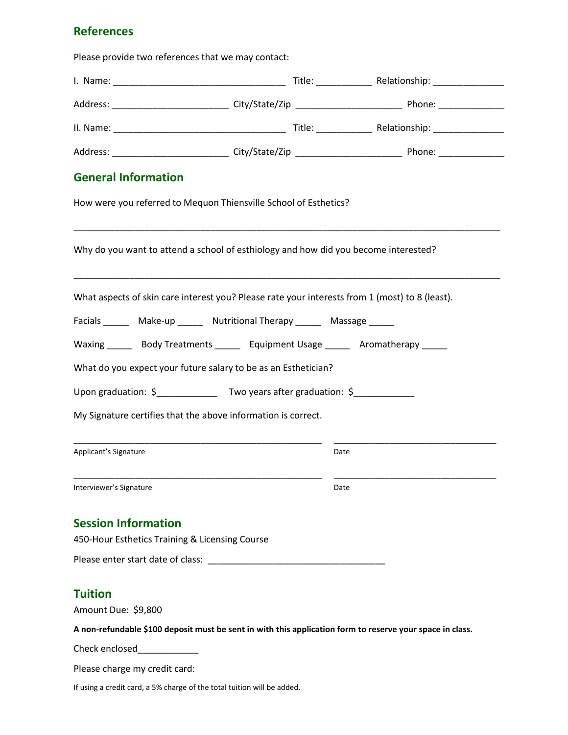## References

Please provide two references that we may contact:

I. Name: _________________________________ Title: ___________ Relationship: ______________

Address: ______________________ City/State/Zip ____________________ Phone: _____________

II. Name: _________________________________ Title: ___________ Relationship: ______________

Address: ______________________ City/State/Zip ____________________ Phone: _____________

## General Information

How were you referred to Mequon Thiensville School of Esthetics?

_________________________________________________________________________________

Why do you want to attend a school of esthiology and how did you become interested?

_________________________________________________________________________________

What aspects of skin care interest you? Please rate your interests from 1 (most) to 8 (least).

Facials _____ Make-up _____ Nutritional Therapy _____ Massage _____

Waxing _____ Body Treatments _____ Equipment Usage _____ Aromatherapy _____

What do you expect your future salary to be as an Esthetician?

Upon graduation: $____________ Two years after graduation: $____________

My Signature certifies that the above information is correct.

_______________________________________________ ________________________________

Applicant's Signature Date

_______________________________________________ ________________________________

Interviewer's Signature Date

## Session Information

450-Hour Esthetics Training & Licensing Course

Please enter start date of class: __________________________________

## Tuition

Amount Due: $9,800

**A non-refundable $100 deposit must be sent in with this application form to reserve your space in class.**

Check enclosed____________

Please charge my credit card:

If using a credit card, a 5% charge of the total tuition will be added.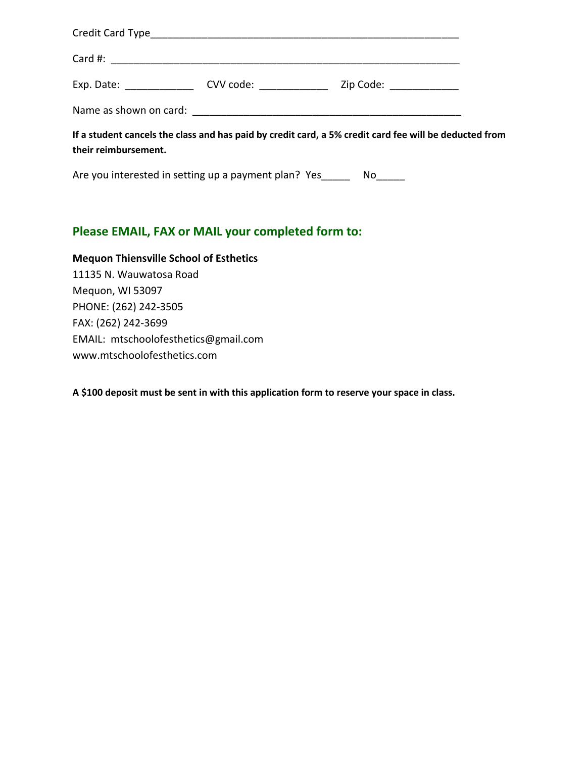Credit Card Type________________________________________________________

Card #: ______________________________________________________________

Exp. Date: ____________ CVV code: ____________ Zip Code: ____________

Name as shown on card: ________________________________________________

**If a student cancels the class and has paid by credit card, a 5% credit card fee will be deducted from their reimbursement.**

Are you interested in setting up a payment plan? Yes_____ No_____

## Please EMAIL, FAX or MAIL your completed form to:

**Mequon Thiensville School of Esthetics**
11135 N. Wauwatosa Road
Mequon, WI 53097
PHONE: (262) 242-3505
FAX: (262) 242-3699
EMAIL: mtschoolofesthetics@gmail.com
www.mtschoolofesthetics.com

**A $100 deposit must be sent in with this application form to reserve your space in class.**